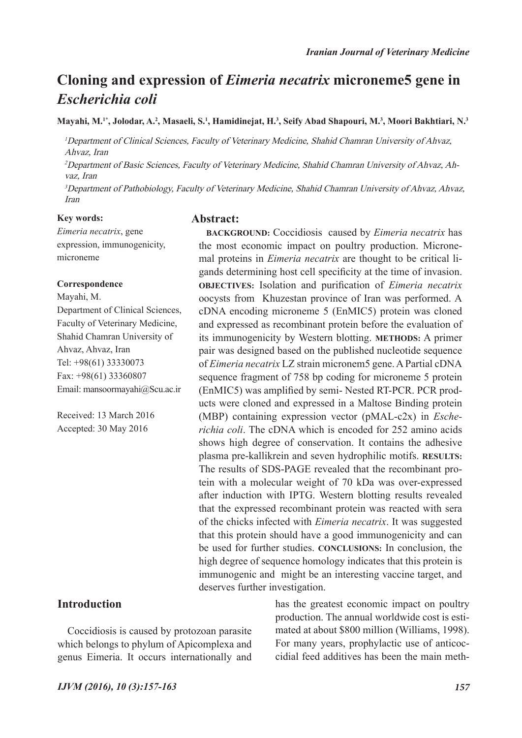# Cloning and expression of *Eimeria necatrix* microneme5 gene in *Escherichia coli*

**Mayahi, M.[1*], Jolodar, A.[2], Masaeli, S.[1], Hamidinejat, H.[3], Seify Abad Shapouri, M.[3], Moori Bakhtiari, N.[3]**

[1]*Department of Clinical Sciences, Faculty of Veterinary Medicine, Shahid Chamran University of Ahvaz, Ahvaz, Iran*

[2]*Department of Basic Sciences, Faculty of Veterinary Medicine, Shahid Chamran University of Ahvaz, Ahvaz, Iran*

[3]*Department of Pathobiology, Faculty of Veterinary Medicine, Shahid Chamran University of Ahvaz, Ahvaz, Iran*

**Key words:**

*Eimeria necatrix*, gene expression, immunogenicity, microneme

**Correspondence**

Mayahi, M.
Department of Clinical Sciences, Faculty of Veterinary Medicine, Shahid Chamran University of Ahvaz, Ahvaz, Iran
Tel: +98(61) 33330073
Fax: +98(61) 33360807
Email: mansoormayahi@Scu.ac.ir

Received: 13 March 2016
Accepted: 30 May 2016

## Abstract:

**BACKGROUND:** Coccidiosis caused by *Eimeria necatrix* has the most economic impact on poultry production. Micronemal proteins in *Eimeria necatrix* are thought to be critical ligands determining host cell specificity at the time of invasion. **OBJECTIVES:** Isolation and purification of *Eimeria necatrix* oocysts from Khuzestan province of Iran was performed. A cDNA encoding microneme 5 (EnMIC5) protein was cloned and expressed as recombinant protein before the evaluation of its immunogenicity by Western blotting. **METHODS:** A primer pair was designed based on the published nucleotide sequence of *Eimeria necatrix* LZ strain micronem5 gene. A Partial cDNA sequence fragment of 758 bp coding for microneme 5 protein (EnMIC5) was amplified by semi- Nested RT-PCR. PCR products were cloned and expressed in a Maltose Binding protein (MBP) containing expression vector (pMAL-c2x) in *Escherichia coli*. The cDNA which is encoded for 252 amino acids shows high degree of conservation. It contains the adhesive plasma pre-kallikrein and seven hydrophilic motifs. **RESULTS:** The results of SDS-PAGE revealed that the recombinant protein with a molecular weight of 70 kDa was over-expressed after induction with IPTG. Western blotting results revealed that the expressed recombinant protein was reacted with sera of the chicks infected with *Eimeria necatrix*. It was suggested that this protein should have a good immunogenicity and can be used for further studies. **CONCLUSIONS:** In conclusion, the high degree of sequence homology indicates that this protein is immunogenic and might be an interesting vaccine target, and deserves further investigation.

## Introduction

Coccidiosis is caused by protozoan parasite which belongs to phylum of Apicomplexa and genus Eimeria. It occurs internationally and has the greatest economic impact on poultry production. The annual worldwide cost is estimated at about $800 million (Williams, 1998). For many years, prophylactic use of anticoccidial feed additives has been the main meth-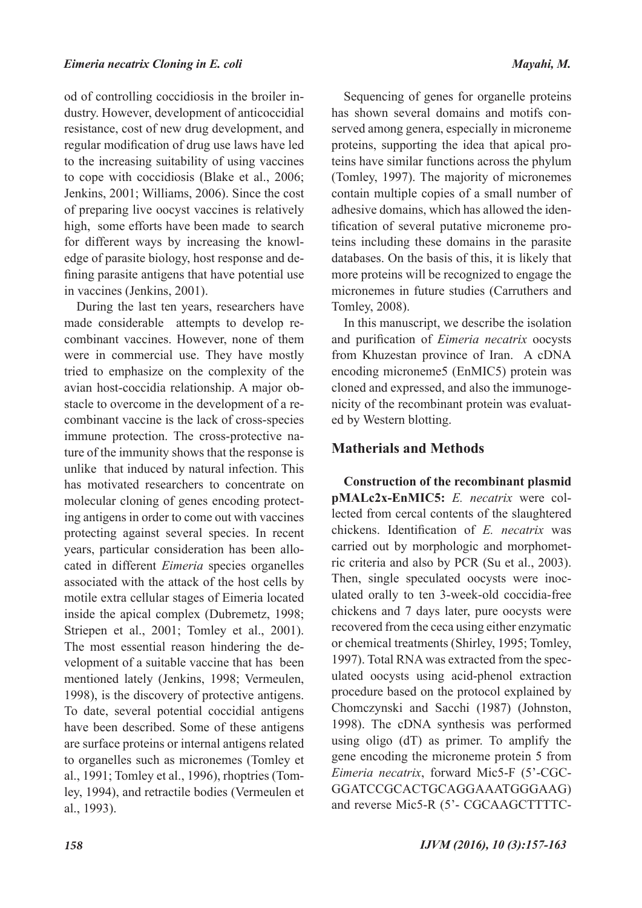od of controlling coccidiosis in the broiler industry. However, development of anticoccidial resistance, cost of new drug development, and regular modification of drug use laws have led to the increasing suitability of using vaccines to cope with coccidiosis (Blake et al., 2006; Jenkins, 2001; Williams, 2006). Since the cost of preparing live oocyst vaccines is relatively high, some efforts have been made to search for different ways by increasing the knowledge of parasite biology, host response and defining parasite antigens that have potential use in vaccines (Jenkins, 2001).

During the last ten years, researchers have made considerable attempts to develop recombinant vaccines. However, none of them were in commercial use. They have mostly tried to emphasize on the complexity of the avian host-coccidia relationship. A major obstacle to overcome in the development of a recombinant vaccine is the lack of cross-species immune protection. The cross-protective nature of the immunity shows that the response is unlike that induced by natural infection. This has motivated researchers to concentrate on molecular cloning of genes encoding protecting antigens in order to come out with vaccines protecting against several species. In recent years, particular consideration has been allocated in different *Eimeria* species organelles associated with the attack of the host cells by motile extra cellular stages of Eimeria located inside the apical complex (Dubremetz, 1998; Striepen et al., 2001; Tomley et al., 2001). The most essential reason hindering the development of a suitable vaccine that has been mentioned lately (Jenkins, 1998; Vermeulen, 1998), is the discovery of protective antigens. To date, several potential coccidial antigens have been described. Some of these antigens are surface proteins or internal antigens related to organelles such as micronemes (Tomley et al., 1991; Tomley et al., 1996), rhoptries (Tomley, 1994), and retractile bodies (Vermeulen et al., 1993).

Sequencing of genes for organelle proteins has shown several domains and motifs conserved among genera, especially in microneme proteins, supporting the idea that apical proteins have similar functions across the phylum (Tomley, 1997). The majority of micronemes contain multiple copies of a small number of adhesive domains, which has allowed the identification of several putative microneme proteins including these domains in the parasite databases. On the basis of this, it is likely that more proteins will be recognized to engage the micronemes in future studies (Carruthers and Tomley, 2008).

In this manuscript, we describe the isolation and purification of *Eimeria necatrix* oocysts from Khuzestan province of Iran. A cDNA encoding microneme5 (EnMIC5) protein was cloned and expressed, and also the immunogenicity of the recombinant protein was evaluated by Western blotting.

## Matherials and Methods

**Construction of the recombinant plasmid pMALc2x-EnMIC5:** *E. necatrix* were collected from cercal contents of the slaughtered chickens. Identification of *E. necatrix* was carried out by morphologic and morphometric criteria and also by PCR (Su et al., 2003). Then, single speculated oocysts were inoculated orally to ten 3-week-old coccidia-free chickens and 7 days later, pure oocysts were recovered from the ceca using either enzymatic or chemical treatments (Shirley, 1995; Tomley, 1997). Total RNA was extracted from the speculated oocysts using acid-phenol extraction procedure based on the protocol explained by Chomczynski and Sacchi (1987) (Johnston, 1998). The cDNA synthesis was performed using oligo (dT) as primer. To amplify the gene encoding the microneme protein 5 from *Eimeria necatrix*, forward Mic5-F (5'-CGC-GGATCCGCACTGCAGGAAATGGGAAG) and reverse Mic5-R (5'- CGCAAGCTTTTC-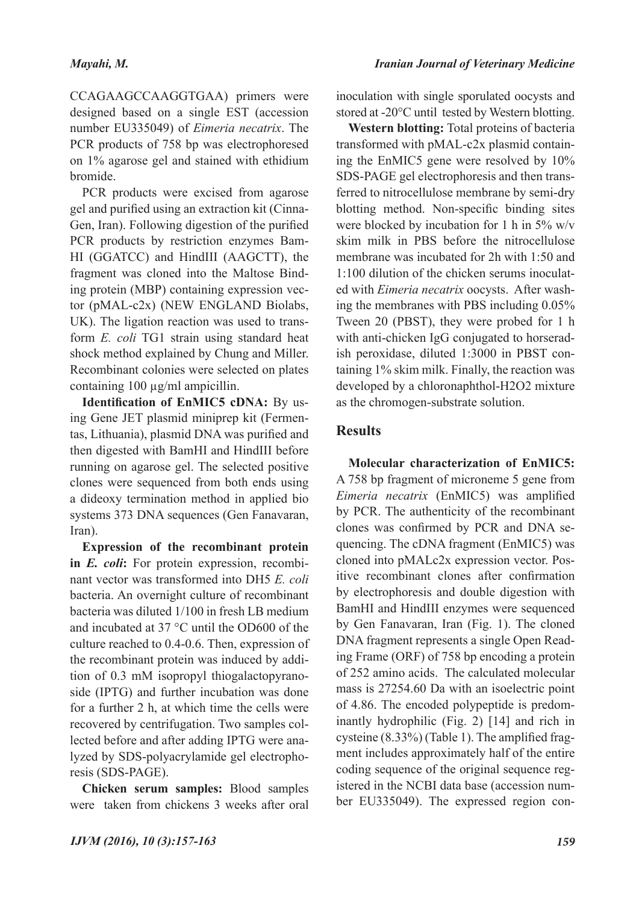CCAGAAGCCAAGGTGAA) primers were designed based on a single EST (accession number EU335049) of *Eimeria necatrix*. The PCR products of 758 bp was electrophoresed on 1% agarose gel and stained with ethidium bromide.

PCR products were excised from agarose gel and purified using an extraction kit (CinnaGen, Iran). Following digestion of the purified PCR products by restriction enzymes BamHI (GGATCC) and HindIII (AAGCTT), the fragment was cloned into the Maltose Binding protein (MBP) containing expression vector (pMAL-c2x) (NEW ENGLAND Biolabs, UK). The ligation reaction was used to transform *E. coli* TG1 strain using standard heat shock method explained by Chung and Miller. Recombinant colonies were selected on plates containing 100 µg/ml ampicillin.

**Identification of EnMIC5 cDNA:** By using Gene JET plasmid miniprep kit (Fermentas, Lithuania), plasmid DNA was purified and then digested with BamHI and HindIII before running on agarose gel. The selected positive clones were sequenced from both ends using a dideoxy termination method in applied bio systems 373 DNA sequences (Gen Fanavaran, Iran).

**Expression of the recombinant protein in *E. coli*:** For protein expression, recombinant vector was transformed into DH5 *E. coli* bacteria. An overnight culture of recombinant bacteria was diluted 1/100 in fresh LB medium and incubated at 37 °C until the $OD_{600}$ of the culture reached to 0.4-0.6. Then, expression of the recombinant protein was induced by addition of 0.3 mM isopropyl thiogalactopyranoside (IPTG) and further incubation was done for a further 2 h, at which time the cells were recovered by centrifugation. Two samples collected before and after adding IPTG were analyzed by SDS-polyacrylamide gel electrophoresis (SDS-PAGE).

**Chicken serum samples:** Blood samples were taken from chickens 3 weeks after oral inoculation with single sporulated oocysts and stored at -20°C until tested by Western blotting.

**Western blotting:** Total proteins of bacteria transformed with pMAL-c2x plasmid containing the EnMIC5 gene were resolved by 10% SDS-PAGE gel electrophoresis and then transferred to nitrocellulose membrane by semi-dry blotting method. Non-specific binding sites were blocked by incubation for 1 h in 5% w/v skim milk in PBS before the nitrocellulose membrane was incubated for 2h with 1:50 and 1:100 dilution of the chicken serums inoculated with *Eimeria necatrix* oocysts. After washing the membranes with PBS including 0.05% Tween 20 (PBST), they were probed for 1 h with anti-chicken IgG conjugated to horseradish peroxidase, diluted 1:3000 in PBST containing 1% skim milk. Finally, the reaction was developed by a chloronaphthol-$H_2O_2$ mixture as the chromogen-substrate solution.

## Results

**Molecular characterization of EnMIC5:** A 758 bp fragment of microneme 5 gene from *Eimeria necatrix* (EnMIC5) was amplified by PCR. The authenticity of the recombinant clones was confirmed by PCR and DNA sequencing. The cDNA fragment (EnMIC5) was cloned into pMALc2x expression vector. Positive recombinant clones after confirmation by electrophoresis and double digestion with BamHI and HindIII enzymes were sequenced by Gen Fanavaran, Iran (Fig. 1). The cloned DNA fragment represents a single Open Reading Frame (ORF) of 758 bp encoding a protein of 252 amino acids. The calculated molecular mass is 27254.60 Da with an isoelectric point of 4.86. The encoded polypeptide is predominantly hydrophilic (Fig. 2) [14] and rich in cysteine (8.33%) (Table 1). The amplified fragment includes approximately half of the entire coding sequence of the original sequence registered in the NCBI data base (accession number EU335049). The expressed region con-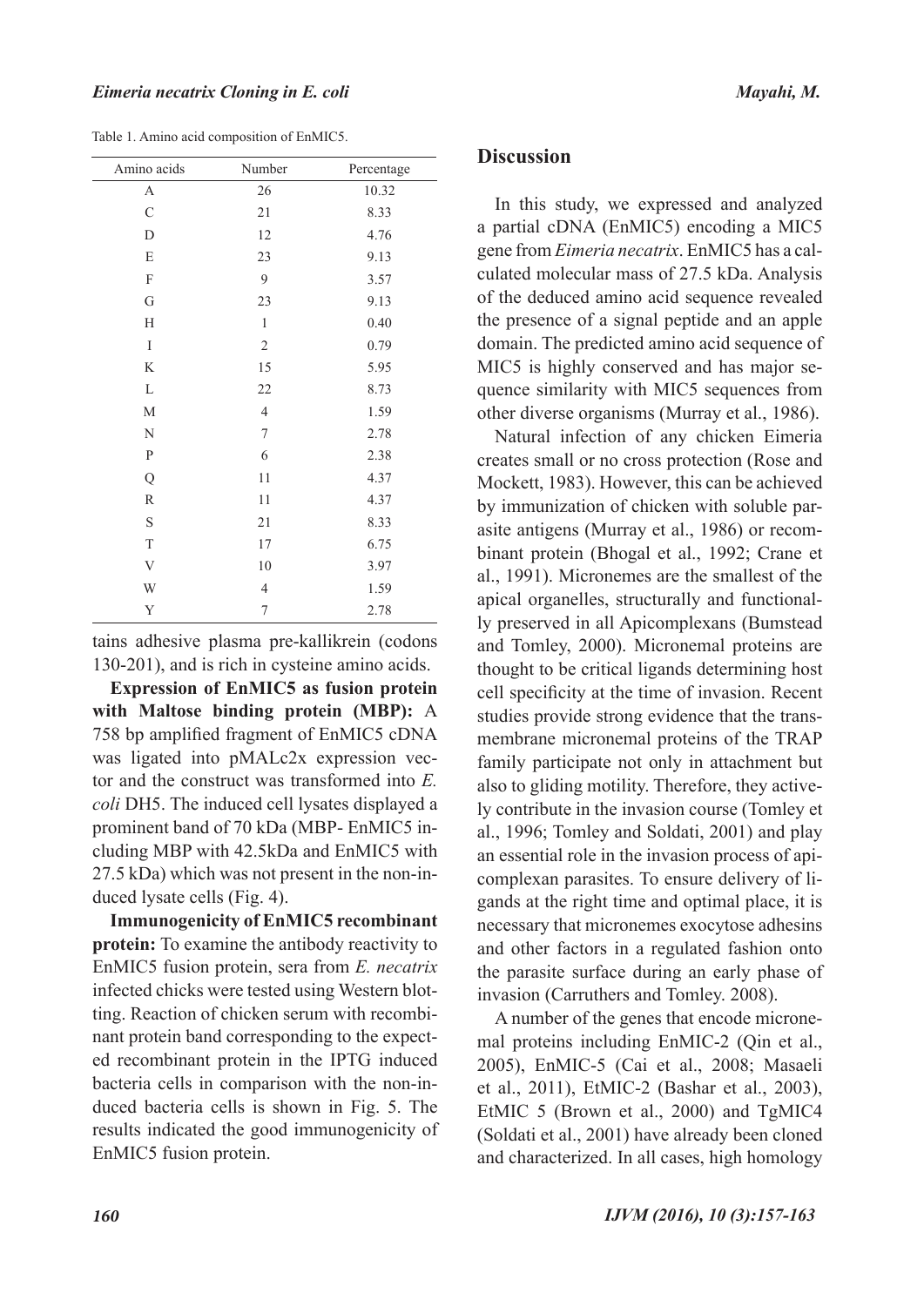Table 1. Amino acid composition of EnMIC5.

| Amino acids | Number | Percentage |
|---|---|---|
| A | 26 | 10.32 |
| C | 21 | 8.33 |
| D | 12 | 4.76 |
| E | 23 | 9.13 |
| F | 9 | 3.57 |
| G | 23 | 9.13 |
| H | 1 | 0.40 |
| I | 2 | 0.79 |
| K | 15 | 5.95 |
| L | 22 | 8.73 |
| M | 4 | 1.59 |
| N | 7 | 2.78 |
| P | 6 | 2.38 |
| Q | 11 | 4.37 |
| R | 11 | 4.37 |
| S | 21 | 8.33 |
| T | 17 | 6.75 |
| V | 10 | 3.97 |
| W | 4 | 1.59 |
| Y | 7 | 2.78 |

tains adhesive plasma pre-kallikrein (codons 130-201), and is rich in cysteine amino acids.

**Expression of EnMIC5 as fusion protein with Maltose binding protein (MBP):** A 758 bp amplified fragment of EnMIC5 cDNA was ligated into pMALc2x expression vector and the construct was transformed into *E. coli* DH5. The induced cell lysates displayed a prominent band of 70 kDa (MBP- EnMIC5 including MBP with 42.5kDa and EnMIC5 with 27.5 kDa) which was not present in the non-induced lysate cells (Fig. 4).

**Immunogenicity of EnMIC5 recombinant protein:** To examine the antibody reactivity to EnMIC5 fusion protein, sera from *E. necatrix* infected chicks were tested using Western blotting. Reaction of chicken serum with recombinant protein band corresponding to the expected recombinant protein in the IPTG induced bacteria cells in comparison with the non-induced bacteria cells is shown in Fig. 5. The results indicated the good immunogenicity of EnMIC5 fusion protein.

## Discussion

In this study, we expressed and analyzed a partial cDNA (EnMIC5) encoding a MIC5 gene from *Eimeria necatrix*. EnMIC5 has a calculated molecular mass of 27.5 kDa. Analysis of the deduced amino acid sequence revealed the presence of a signal peptide and an apple domain. The predicted amino acid sequence of MIC5 is highly conserved and has major sequence similarity with MIC5 sequences from other diverse organisms (Murray et al., 1986).

Natural infection of any chicken Eimeria creates small or no cross protection (Rose and Mockett, 1983). However, this can be achieved by immunization of chicken with soluble parasite antigens (Murray et al., 1986) or recombinant protein (Bhogal et al., 1992; Crane et al., 1991). Micronemes are the smallest of the apical organelles, structurally and functionally preserved in all Apicomplexans (Bumstead and Tomley, 2000). Micronemal proteins are thought to be critical ligands determining host cell specificity at the time of invasion. Recent studies provide strong evidence that the transmembrane micronemal proteins of the TRAP family participate not only in attachment but also to gliding motility. Therefore, they actively contribute in the invasion course (Tomley et al., 1996; Tomley and Soldati, 2001) and play an essential role in the invasion process of apicomplexan parasites. To ensure delivery of ligands at the right time and optimal place, it is necessary that micronemes exocytose adhesins and other factors in a regulated fashion onto the parasite surface during an early phase of invasion (Carruthers and Tomley. 2008).

A number of the genes that encode micronemal proteins including EnMIC-2 (Qin et al., 2005), EnMIC-5 (Cai et al., 2008; Masaeli et al., 2011), EtMIC-2 (Bashar et al., 2003), EtMIC 5 (Brown et al., 2000) and TgMIC4 (Soldati et al., 2001) have already been cloned and characterized. In all cases, high homology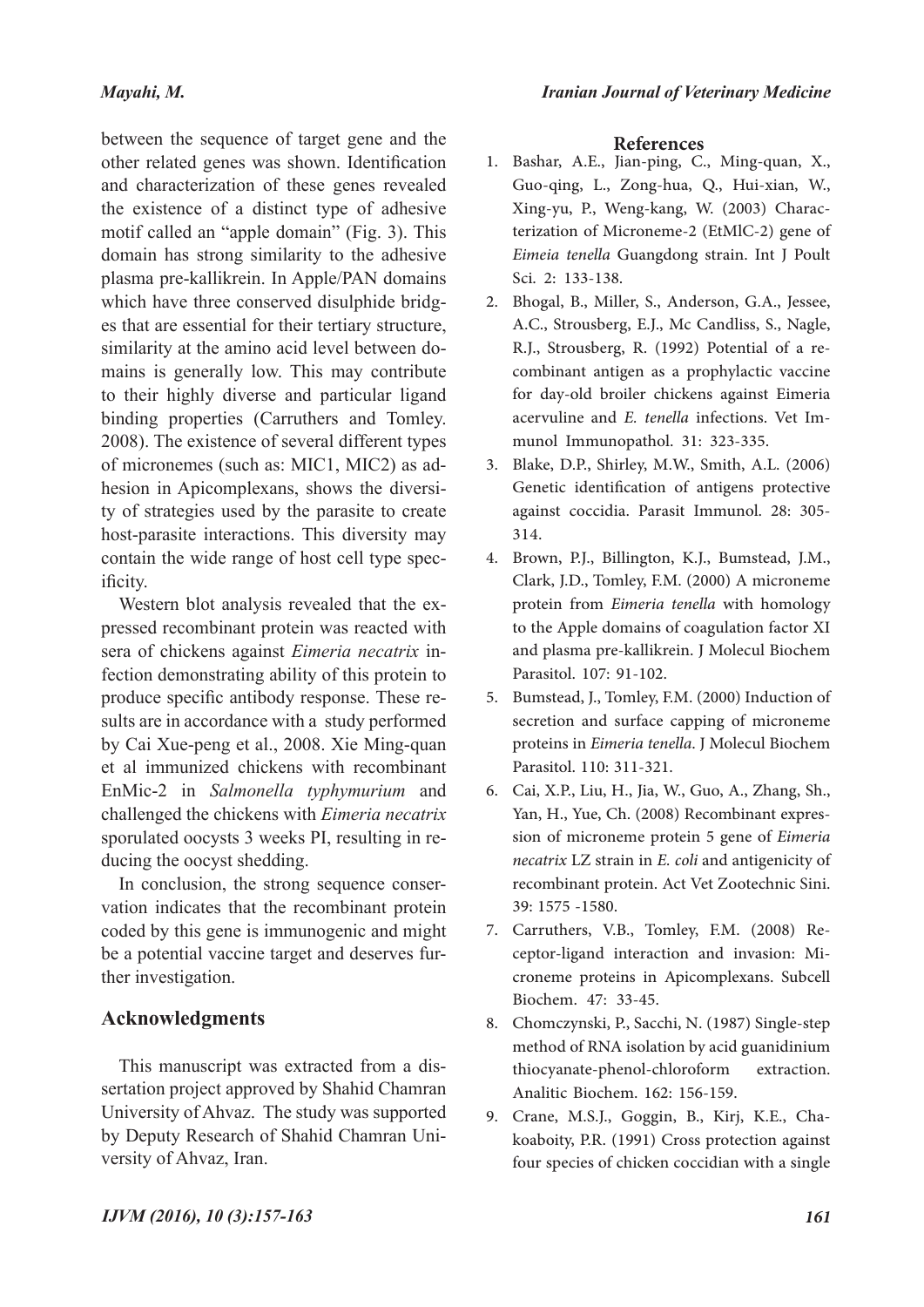between the sequence of target gene and the other related genes was shown. Identification and characterization of these genes revealed the existence of a distinct type of adhesive motif called an "apple domain" (Fig. 3). This domain has strong similarity to the adhesive plasma pre-kallikrein. In Apple/PAN domains which have three conserved disulphide bridges that are essential for their tertiary structure, similarity at the amino acid level between domains is generally low. This may contribute to their highly diverse and particular ligand binding properties (Carruthers and Tomley. 2008). The existence of several different types of micronemes (such as: MIC1, MIC2) as adhesion in Apicomplexans, shows the diversity of strategies used by the parasite to create host-parasite interactions. This diversity may contain the wide range of host cell type specificity.

Western blot analysis revealed that the expressed recombinant protein was reacted with sera of chickens against *Eimeria necatrix* infection demonstrating ability of this protein to produce specific antibody response. These results are in accordance with a study performed by Cai Xue-peng et al., 2008. Xie Ming-quan et al immunized chickens with recombinant EnMic-2 in *Salmonella typhymurium* and challenged the chickens with *Eimeria necatrix* sporulated oocysts 3 weeks PI, resulting in reducing the oocyst shedding.

In conclusion, the strong sequence conservation indicates that the recombinant protein coded by this gene is immunogenic and might be a potential vaccine target and deserves further investigation.

## Acknowledgments

This manuscript was extracted from a dissertation project approved by Shahid Chamran University of Ahvaz. The study was supported by Deputy Research of Shahid Chamran University of Ahvaz, Iran.

## References

1. Bashar, A.E., Jian-ping, C., Ming-quan, X., Guo-qing, L., Zong-hua, Q., Hui-xian, W., Xing-yu, P., Weng-kang, W. (2003) Characterization of Microneme-2 (EtMIC-2) gene of *Eimeia tenella* Guangdong strain. Int J Poult Sci. 2: 133-138.
2. Bhogal, B., Miller, S., Anderson, G.A., Jessee, A.C., Strousberg, E.J., Mc Candliss, S., Nagle, R.J., Strousberg, R. (1992) Potential of a recombinant antigen as a prophylactic vaccine for day-old broiler chickens against Eimeria acervuline and *E. tenella* infections. Vet Immunol Immunopathol. 31: 323-335.
3. Blake, D.P., Shirley, M.W., Smith, A.L. (2006) Genetic identification of antigens protective against coccidia. Parasit Immunol. 28: 305-314.
4. Brown, P.J., Billington, K.J., Bumstead, J.M., Clark, J.D., Tomley, F.M. (2000) A microneme protein from *Eimeria tenella* with homology to the Apple domains of coagulation factor XI and plasma pre-kallikrein. J Molecul Biochem Parasitol. 107: 91-102.
5. Bumstead, J., Tomley, F.M. (2000) Induction of secretion and surface capping of microneme proteins in *Eimeria tenella*. J Molecul Biochem Parasitol. 110: 311-321.
6. Cai, X.P., Liu, H., Jia, W., Guo, A., Zhang, Sh., Yan, H., Yue, Ch. (2008) Recombinant expression of microneme protein 5 gene of *Eimeria necatrix* LZ strain in *E. coli* and antigenicity of recombinant protein. Act Vet Zootechnic Sini. 39: 1575 -1580.
7. Carruthers, V.B., Tomley, F.M. (2008) Receptor-ligand interaction and invasion: Microneme proteins in Apicomplexans. Subcell Biochem. 47: 33-45.
8. Chomczynski, P., Sacchi, N. (1987) Single-step method of RNA isolation by acid guanidinium thiocyanate-phenol-chloroform extraction. Analitic Biochem. 162: 156-159.
9. Crane, M.S.J., Goggin, B., Kirj, K.E., Chakoaboity, P.R. (1991) Cross protection against four species of chicken coccidian with a single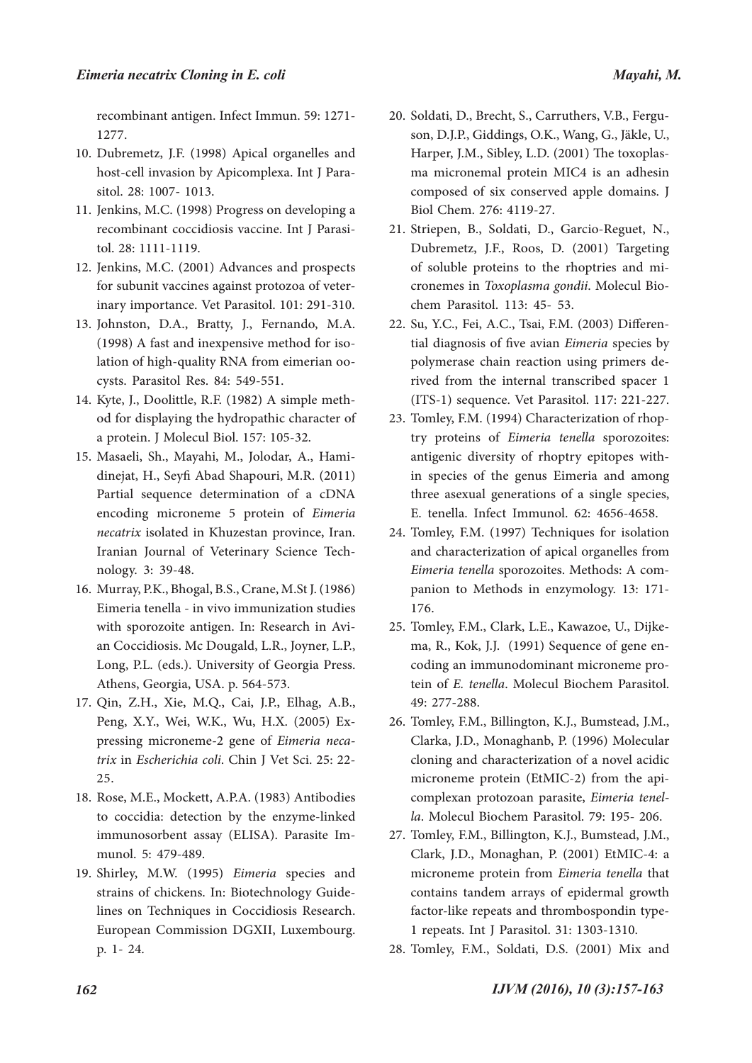recombinant antigen. Infect Immun. 59: 1271-1277.

10. Dubremetz, J.F. (1998) Apical organelles and host-cell invasion by Apicomplexa. Int J Parasitol. 28: 1007- 1013.
11. Jenkins, M.C. (1998) Progress on developing a recombinant coccidiosis vaccine. Int J Parasitol. 28: 1111-1119.
12. Jenkins, M.C. (2001) Advances and prospects for subunit vaccines against protozoa of veterinary importance. Vet Parasitol. 101: 291-310.
13. Johnston, D.A., Bratty, J., Fernando, M.A. (1998) A fast and inexpensive method for isolation of high-quality RNA from eimerian oocysts. Parasitol Res. 84: 549-551.
14. Kyte, J., Doolittle, R.F. (1982) A simple method for displaying the hydropathic character of a protein. J Molecul Biol. 157: 105-32.
15. Masaeli, Sh., Mayahi, M., Jolodar, A., Hamidinejat, H., Seyfi Abad Shapouri, M.R. (2011) Partial sequence determination of a cDNA encoding microneme 5 protein of *Eimeria necatrix* isolated in Khuzestan province, Iran. Iranian Journal of Veterinary Science Technology. 3: 39-48.
16. Murray, P.K., Bhogal, B.S., Crane, M.St J. (1986) Eimeria tenella - in vivo immunization studies with sporozoite antigen. In: Research in Avian Coccidiosis. Mc Dougald, L.R., Joyner, L.P., Long, P.L. (eds.). University of Georgia Press. Athens, Georgia, USA. p. 564-573.
17. Qin, Z.H., Xie, M.Q., Cai, J.P., Elhag, A.B., Peng, X.Y., Wei, W.K., Wu, H.X. (2005) Expressing microneme-2 gene of *Eimeria necatrix* in *Escherichia coli*. Chin J Vet Sci. 25: 22-25.
18. Rose, M.E., Mockett, A.P.A. (1983) Antibodies to coccidia: detection by the enzyme-linked immunosorbent assay (ELISA). Parasite Immunol. 5: 479-489.
19. Shirley, M.W. (1995) *Eimeria* species and strains of chickens. In: Biotechnology Guidelines on Techniques in Coccidiosis Research. European Commission DGXII, Luxembourg. p. 1- 24.
20. Soldati, D., Brecht, S., Carruthers, V.B., Ferguson, D.J.P., Giddings, O.K., Wang, G., Jäkle, U., Harper, J.M., Sibley, L.D. (2001) The toxoplasma micronemal protein MIC4 is an adhesin composed of six conserved apple domains. J Biol Chem. 276: 4119-27.
21. Striepen, B., Soldati, D., Garcio-Reguet, N., Dubremetz, J.F., Roos, D. (2001) Targeting of soluble proteins to the rhoptries and micronemes in *Toxoplasma gondii*. Molecul Biochem Parasitol. 113: 45- 53.
22. Su, Y.C., Fei, A.C., Tsai, F.M. (2003) Differential diagnosis of five avian *Eimeria* species by polymerase chain reaction using primers derived from the internal transcribed spacer 1 (ITS-1) sequence. Vet Parasitol. 117: 221-227.
23. Tomley, F.M. (1994) Characterization of rhoptry proteins of *Eimeria tenella* sporozoites: antigenic diversity of rhoptry epitopes within species of the genus Eimeria and among three asexual generations of a single species, E. tenella. Infect Immunol. 62: 4656-4658.
24. Tomley, F.M. (1997) Techniques for isolation and characterization of apical organelles from *Eimeria tenella* sporozoites. Methods: A companion to Methods in enzymology. 13: 171-176.
25. Tomley, F.M., Clark, L.E., Kawazoe, U., Dijkema, R., Kok, J.J. (1991) Sequence of gene encoding an immunodominant microneme protein of *E. tenella*. Molecul Biochem Parasitol. 49: 277-288.
26. Tomley, F.M., Billington, K.J., Bumstead, J.M., Clarka, J.D., Monaghanb, P. (1996) Molecular cloning and characterization of a novel acidic microneme protein (EtMIC-2) from the apicomplexan protozoan parasite, *Eimeria tenella*. Molecul Biochem Parasitol. 79: 195- 206.
27. Tomley, F.M., Billington, K.J., Bumstead, J.M., Clark, J.D., Monaghan, P. (2001) EtMIC-4: a microneme protein from *Eimeria tenella* that contains tandem arrays of epidermal growth factor-like repeats and thrombospondin type-1 repeats. Int J Parasitol. 31: 1303-1310.
28. Tomley, F.M., Soldati, D.S. (2001) Mix and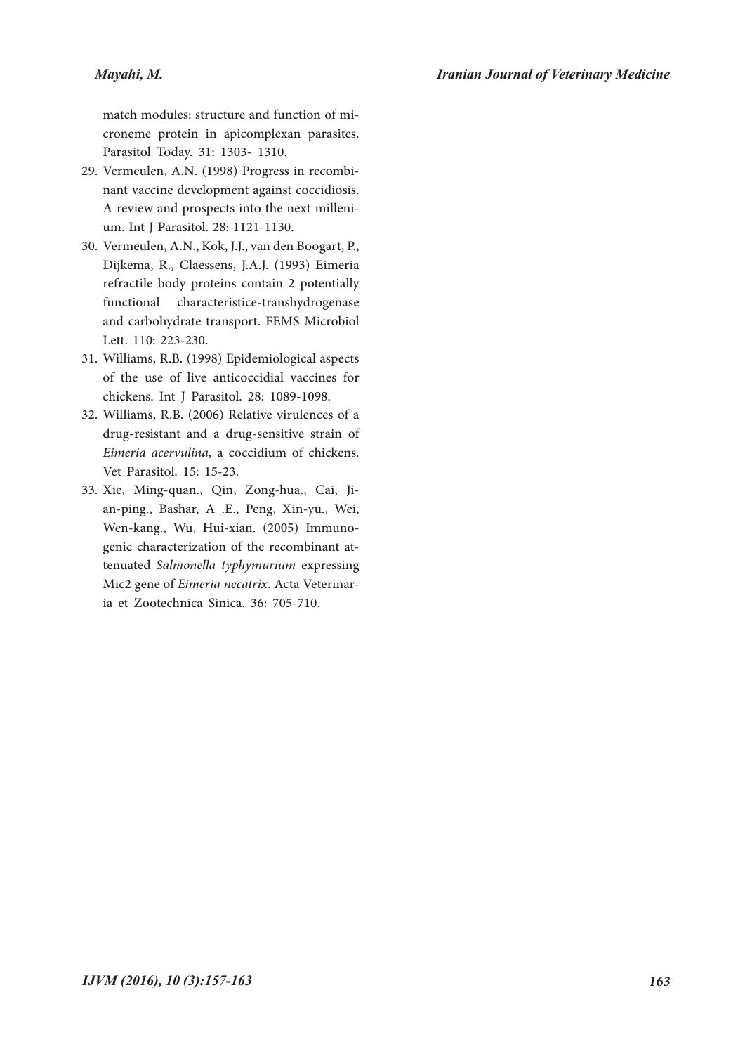match modules: structure and function of microneme protein in apicomplexan parasites. Parasitol Today. 31: 1303- 1310.

29. Vermeulen, A.N. (1998) Progress in recombinant vaccine development against coccidiosis. A review and prospects into the next millenium. Int J Parasitol. 28: 1121-1130.
30. Vermeulen, A.N., Kok, J.J., van den Boogart, P., Dijkema, R., Claessens, J.A.J. (1993) Eimeria refractile body proteins contain 2 potentially functional characteristice-transhydrogenase and carbohydrate transport. FEMS Microbiol Lett. 110: 223-230.
31. Williams, R.B. (1998) Epidemiological aspects of the use of live anticoccidial vaccines for chickens. Int J Parasitol. 28: 1089-1098.
32. Williams, R.B. (2006) Relative virulences of a drug-resistant and a drug-sensitive strain of *Eimeria acervulina*, a coccidium of chickens. Vet Parasitol. 15: 15-23.
33. Xie, Ming-quan., Qin, Zong-hua., Cai, Jian-ping., Bashar, A .E., Peng, Xin-yu., Wei, Wen-kang., Wu, Hui-xian. (2005) Immunogenic characterization of the recombinant attenuated *Salmonella typhymurium* expressing Mic2 gene of *Eimeria necatrix*. Acta Veterinaria et Zootechnica Sinica. 36: 705-710.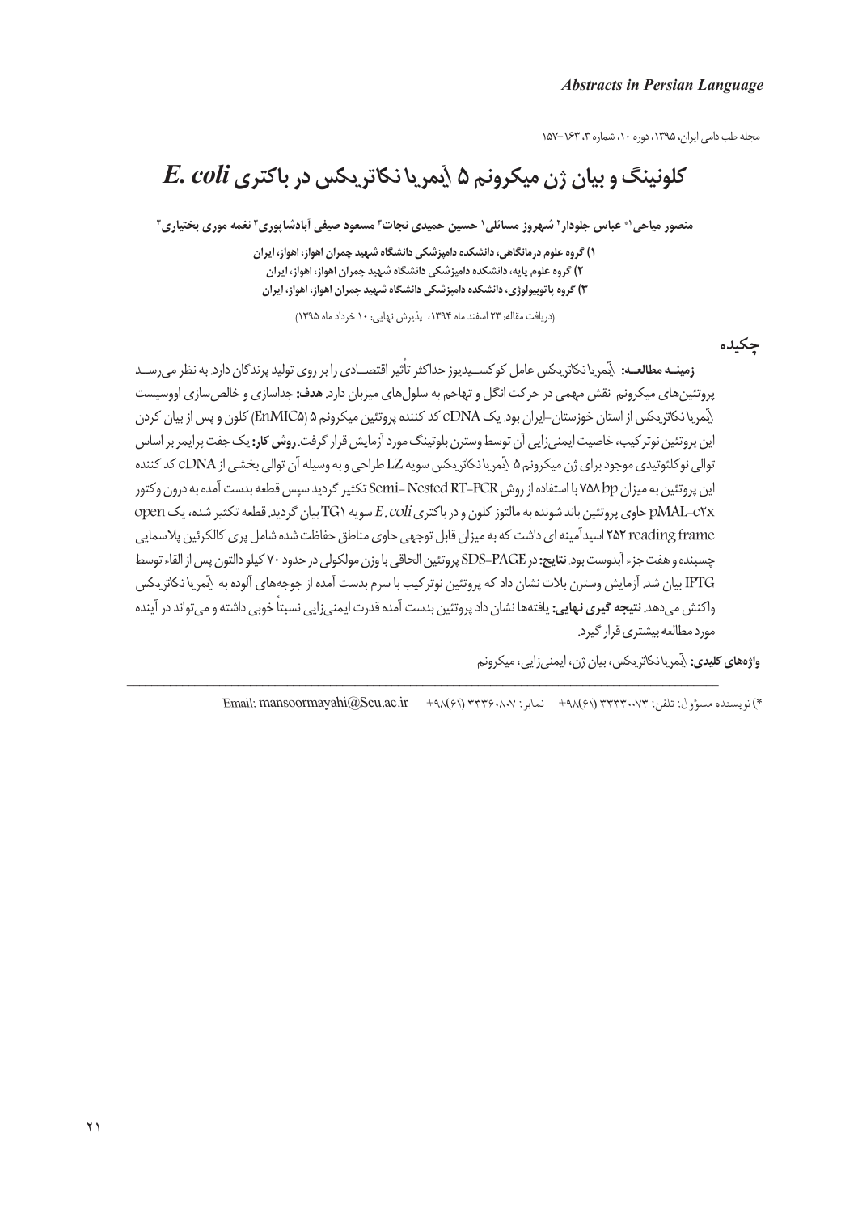مجله طب دامی ایران، ۱۳۹۵، دوره ۱۰، شماره ۳، ۱۶۳-۱۵۷

# کلونینگ و بیان ژن میکرونم ۵ آیمریا نکاتریکس در باکتری *E. coli*

**منصور میاحی[1*] عباس جلودار[2] شهروز مسائلی[1] حسین حمیدی نجات[3] مسعود صیفی آبادشاپوری[3] نغمه موری بختیاری[3]**

**۱) گروه علوم درمانگاهی، دانشکده دامپزشکی دانشگاه شهید چمران اهواز، اهواز، ایران**
**۲) گروه علوم پایه، دانشکده دامپزشکی دانشگاه شهید چمران اهواز، اهواز، ایران**
**۳) گروه پاتوبیولوژی، دانشکده دامپزشکی دانشگاه شهید چمران اهواز، اهواز، ایران**

(دریافت مقاله: ۲۳ اسفند ماه ۱۳۹۴، پذیرش نهایی: ۱۰ خرداد ماه ۱۳۹۵)

## چکیده

**زمینه مطالعه:** آیمریا نکاتریکس عامل کوکسیدیوز حداکثر تأثیر اقتصادی را بر روی تولید پرندگان دارد. به نظر می‌رسد پروتئین‌های میکرونم نقش مهمی در حرکت انگل و تهاجم به سلول‌های میزبان دارد. **هدف:** جداسازی و خالص‌سازی اووسیست آیمریا نکاتریکس از استان خوزستان-ایران بود. یک cDNA کد کننده پروتئین میکرونم ۵ (EnMIC5) کلون و پس از بیان کردن این پروتئین نوترکیب، خاصیت ایمنی‌زایی آن توسط وسترن بلوتینگ مورد آزمایش قرار گرفت. **روش کار:** یک جفت پرایمر بر اساس توالی نوکلئوتیدی موجود برای ژن میکرونم ۵ آیمریا نکاتریکس سویه LZ طراحی و به وسیله آن توالی بخشی از cDNA کد کننده این پروتئین به میزان ۷۵۸ bp با استفاده از روش Semi- Nested RT-PCR تکثیر گردید سپس قطعه بدست آمده به درون وکتور pMAL-c2x حاوی پروتئین باند شونده به مالتوز کلون و در باکتری *E. coli* سویه TG1 بیان گردید. قطعه تکثیر شده، یک open reading frame ۲۵۲ اسیدآمینه ای داشت که به میزان قابل توجهی حاوی مناطق حفاظت شده شامل پری کالکرئین پلاسمایی چسبنده و هفت جزء آبدوست بود. **نتایج:** در SDS-PAGE پروتئین الحاقی با وزن مولکولی در حدود ۷۰ کیلو دالتون پس از القاء توسط IPTG بیان شد. آزمایش وسترن بلات نشان داد که پروتئین نوترکیب با سرم بدست آمده از جوجه‌های آلوده به آیمریا نکاتریکس واکنش می‌دهد. **نتیجه گیری نهایی:** یافته‌ها نشان داد پروتئین بدست آمده قدرت ایمنی‌زایی نسبتاً خوبی داشته و می‌تواند در آینده مورد مطالعه بیشتری قرار گیرد.

**واژه‌های کلیدی:** آیمریا نکاتریکس، بیان ژن، ایمنی‌زایی، میکرونم

---

*) نویسنده مسؤول: تلفن: ۳۳۳۳۰۰۷۳ (۶۱) ۹۸+ نمابر: ۳۳۳۶۰۸۰۷ (۶۱) ۹۸+ Email: mansoormayahi@Scu.ac.ir